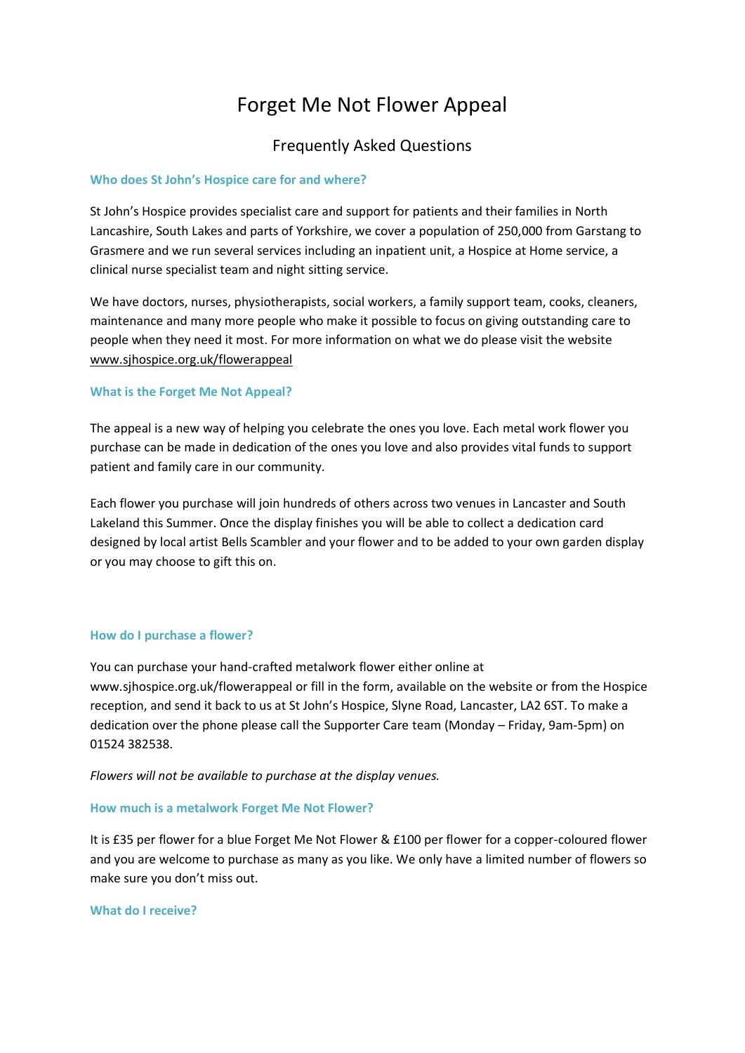# Forget Me Not Flower Appeal

## Frequently Asked Questions

### Who does St John's Hospice care for and where?

St John's Hospice provides specialist care and support for patients and their families in North Lancashire, South Lakes and parts of Yorkshire, we cover a population of 250,000 from Garstang to Grasmere and we run several services including an inpatient unit, a Hospice at Home service, a clinical nurse specialist team and night sitting service.

We have doctors, nurses, physiotherapists, social workers, a family support team, cooks, cleaners, maintenance and many more people who make it possible to focus on giving outstanding care to people when they need it most. For more information on what we do please visit the website www.sjhospice.org.uk/flowerappeal

### What is the Forget Me Not Appeal?

The appeal is a new way of helping you celebrate the ones you love. Each metal work flower you purchase can be made in dedication of the ones you love and also provides vital funds to support patient and family care in our community.

Each flower you purchase will join hundreds of others across two venues in Lancaster and South Lakeland this Summer. Once the display finishes you will be able to collect a dedication card designed by local artist Bells Scambler and your flower and to be added to your own garden display or you may choose to gift this on.

### How do I purchase a flower?

You can purchase your hand-crafted metalwork flower either online at www.sjhospice.org.uk/flowerappeal or fill in the form, available on the website or from the Hospice reception, and send it back to us at St John's Hospice, Slyne Road, Lancaster, LA2 6ST. To make a dedication over the phone please call the Supporter Care team (Monday – Friday, 9am-5pm) on 01524 382538.

*Flowers will not be available to purchase at the display venues.*

### How much is a metalwork Forget Me Not Flower?

It is £35 per flower for a blue Forget Me Not Flower & £100 per flower for a copper-coloured flower and you are welcome to purchase as many as you like. We only have a limited number of flowers so make sure you don't miss out.

### What do I receive?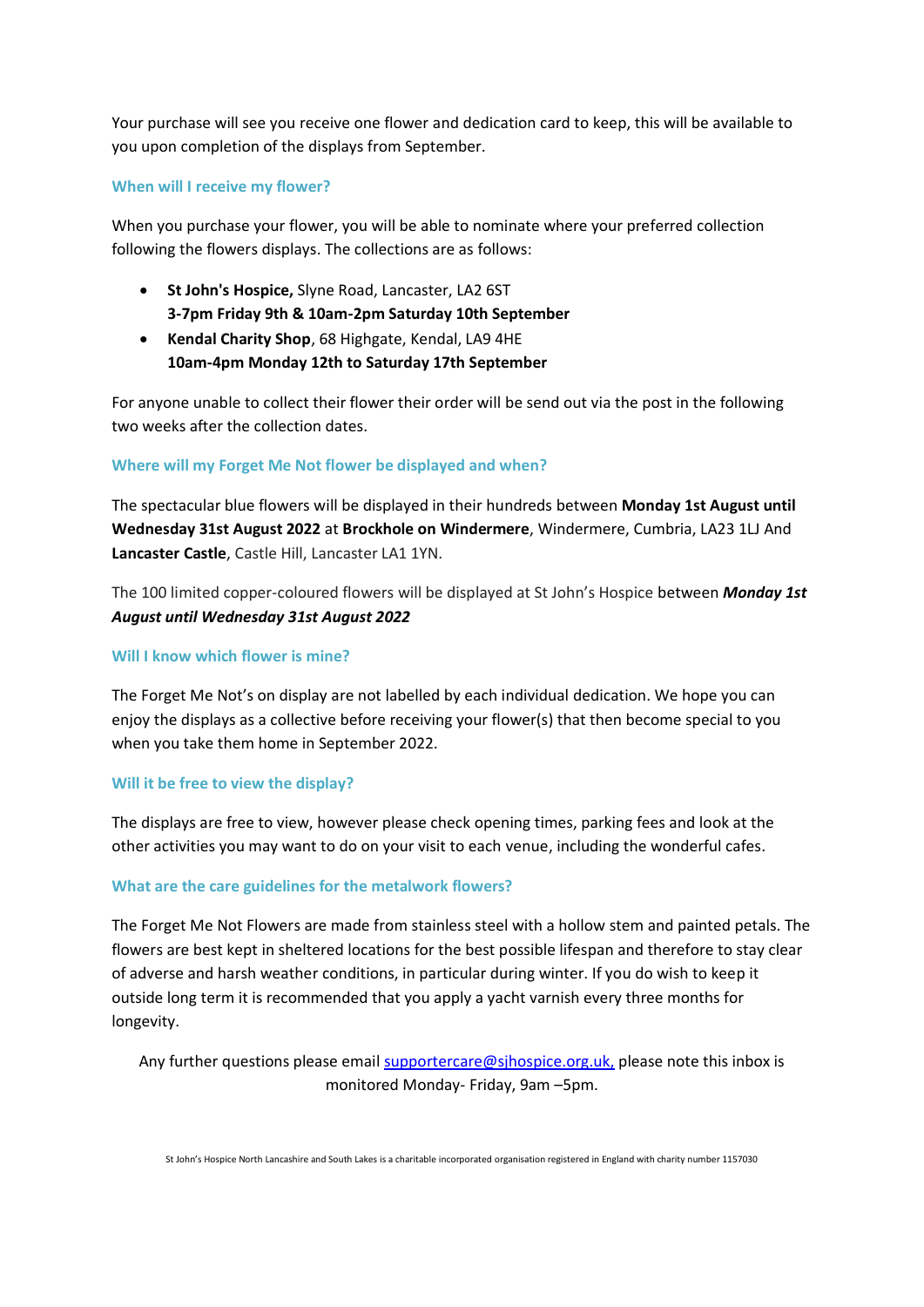Your purchase will see you receive one flower and dedication card to keep, this will be available to you upon completion of the displays from September.

### When will I receive my flower?

When you purchase your flower, you will be able to nominate where your preferred collection following the flowers displays. The collections are as follows:

- **St John's Hospice,** Slyne Road, Lancaster, LA2 6ST
  **3-7pm Friday 9th & 10am-2pm Saturday 10th September**
- **Kendal Charity Shop**, 68 Highgate, Kendal, LA9 4HE
  **10am-4pm Monday 12th to Saturday 17th September**

For anyone unable to collect their flower their order will be send out via the post in the following two weeks after the collection dates.

### Where will my Forget Me Not flower be displayed and when?

The spectacular blue flowers will be displayed in their hundreds between **Monday 1st August until Wednesday 31st August 2022** at **Brockhole on Windermere**, Windermere, Cumbria, LA23 1LJ And **Lancaster Castle**, Castle Hill, Lancaster LA1 1YN.

The 100 limited copper-coloured flowers will be displayed at St John's Hospice between ***Monday 1st August until Wednesday 31st August 2022***

### Will I know which flower is mine?

The Forget Me Not's on display are not labelled by each individual dedication. We hope you can enjoy the displays as a collective before receiving your flower(s) that then become special to you when you take them home in September 2022.

### Will it be free to view the display?

The displays are free to view, however please check opening times, parking fees and look at the other activities you may want to do on your visit to each venue, including the wonderful cafes.

### What are the care guidelines for the metalwork flowers?

The Forget Me Not Flowers are made from stainless steel with a hollow stem and painted petals. The flowers are best kept in sheltered locations for the best possible lifespan and therefore to stay clear of adverse and harsh weather conditions, in particular during winter. If you do wish to keep it outside long term it is recommended that you apply a yacht varnish every three months for longevity.

Any further questions please email supportercare@sjhospice.org.uk, please note this inbox is monitored Monday- Friday, 9am –5pm.

St John's Hospice North Lancashire and South Lakes is a charitable incorporated organisation registered in England with charity number 1157030